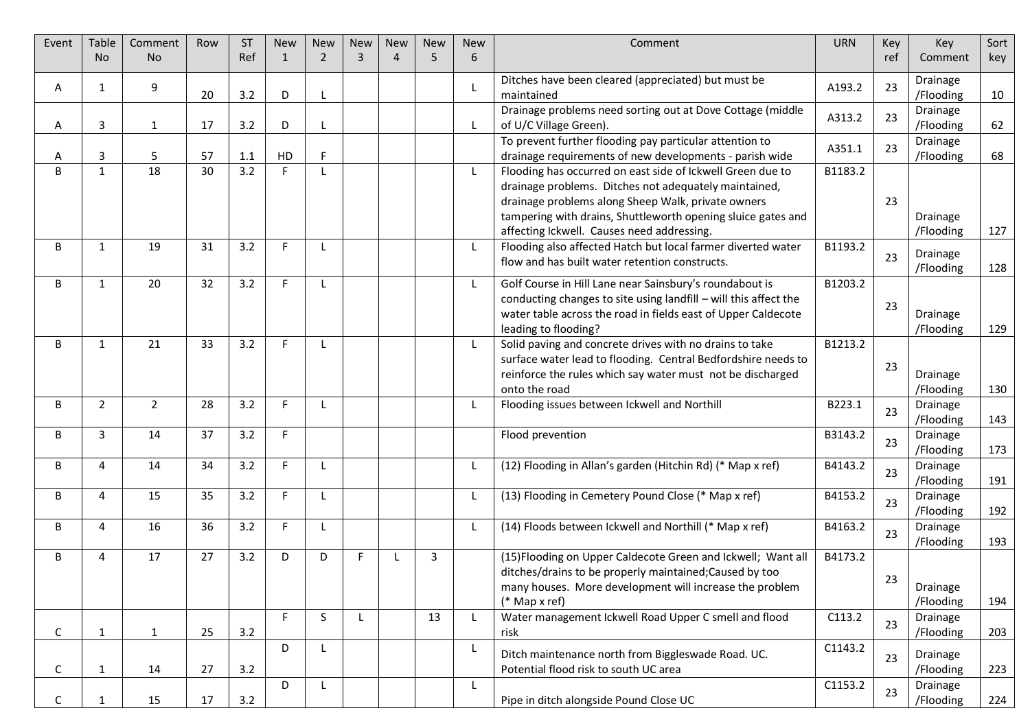| Event | Table No | Comment No | Row | ST Ref | New 1 | New 2 | New 3 | New 4 | New 5 | New 6 | Comment | URN | Key ref | Key Comment | Sort key |
|---|---|---|---|---|---|---|---|---|---|---|---|---|---|---|---|
| A | 1 | 9 | 20 | 3.2 | D | L | | | | L | Ditches have been cleared (appreciated) but must be maintained | A193.2 | 23 | Drainage /Flooding | 10 |
| A | 3 | 1 | 17 | 3.2 | D | L | | | | L | Drainage problems need sorting out at Dove Cottage (middle of U/C Village Green). | A313.2 | 23 | Drainage /Flooding | 62 |
| A | 3 | 5 | 57 | 1.1 | HD | F | | | | | To prevent further flooding pay particular attention to drainage requirements of new developments - parish wide | A351.1 | 23 | Drainage /Flooding | 68 |
| B | 1 | 18 | 30 | 3.2 | F | L | | | | L | Flooding has occurred on east side of Ickwell Green due to drainage problems. Ditches not adequately maintained, drainage problems along Sheep Walk, private owners tampering with drains, Shuttleworth opening sluice gates and affecting Ickwell. Causes need addressing. | B1183.2 | 23 | Drainage /Flooding | 127 |
| B | 1 | 19 | 31 | 3.2 | F | L | | | | L | Flooding also affected Hatch but local farmer diverted water flow and has built water retention constructs. | B1193.2 | 23 | Drainage /Flooding | 128 |
| B | 1 | 20 | 32 | 3.2 | F | L | | | | L | Golf Course in Hill Lane near Sainsbury's roundabout is conducting changes to site using landfill – will this affect the water table across the road in fields east of Upper Caldecote leading to flooding? | B1203.2 | 23 | Drainage /Flooding | 129 |
| B | 1 | 21 | 33 | 3.2 | F | L | | | | L | Solid paving and concrete drives with no drains to take surface water lead to flooding. Central Bedfordshire needs to reinforce the rules which say water must not be discharged onto the road | B1213.2 | 23 | Drainage /Flooding | 130 |
| B | 2 | 2 | 28 | 3.2 | F | L | | | | L | Flooding issues between Ickwell and Northill | B223.1 | 23 | Drainage /Flooding | 143 |
| B | 3 | 14 | 37 | 3.2 | F | | | | | | Flood prevention | B3143.2 | 23 | Drainage /Flooding | 173 |
| B | 4 | 14 | 34 | 3.2 | F | L | | | | L | (12) Flooding in Allan's garden (Hitchin Rd) (* Map x ref) | B4143.2 | 23 | Drainage /Flooding | 191 |
| B | 4 | 15 | 35 | 3.2 | F | L | | | | L | (13) Flooding in Cemetery Pound Close (* Map x ref) | B4153.2 | 23 | Drainage /Flooding | 192 |
| B | 4 | 16 | 36 | 3.2 | F | L | | | | L | (14) Floods between Ickwell and Northill (* Map x ref) | B4163.2 | 23 | Drainage /Flooding | 193 |
| B | 4 | 17 | 27 | 3.2 | D | D | F | L | 3 | | (15)Flooding on Upper Caldecote Green and Ickwell; Want all ditches/drains to be properly maintained;Caused by too many houses. More development will increase the problem (* Map x ref) | B4173.2 | 23 | Drainage /Flooding | 194 |
| C | 1 | 1 | 25 | 3.2 | F | S | L | | 13 | L | Water management Ickwell Road Upper C smell and flood risk | C113.2 | 23 | Drainage /Flooding | 203 |
| C | 1 | 14 | 27 | 3.2 | D | L | | | | L | Ditch maintenance north from Biggleswade Road. UC. Potential flood risk to south UC area | C1143.2 | 23 | Drainage /Flooding | 223 |
| C | 1 | 15 | 17 | 3.2 | D | L | | | | L | Pipe in ditch alongside Pound Close UC | C1153.2 | 23 | Drainage /Flooding | 224 |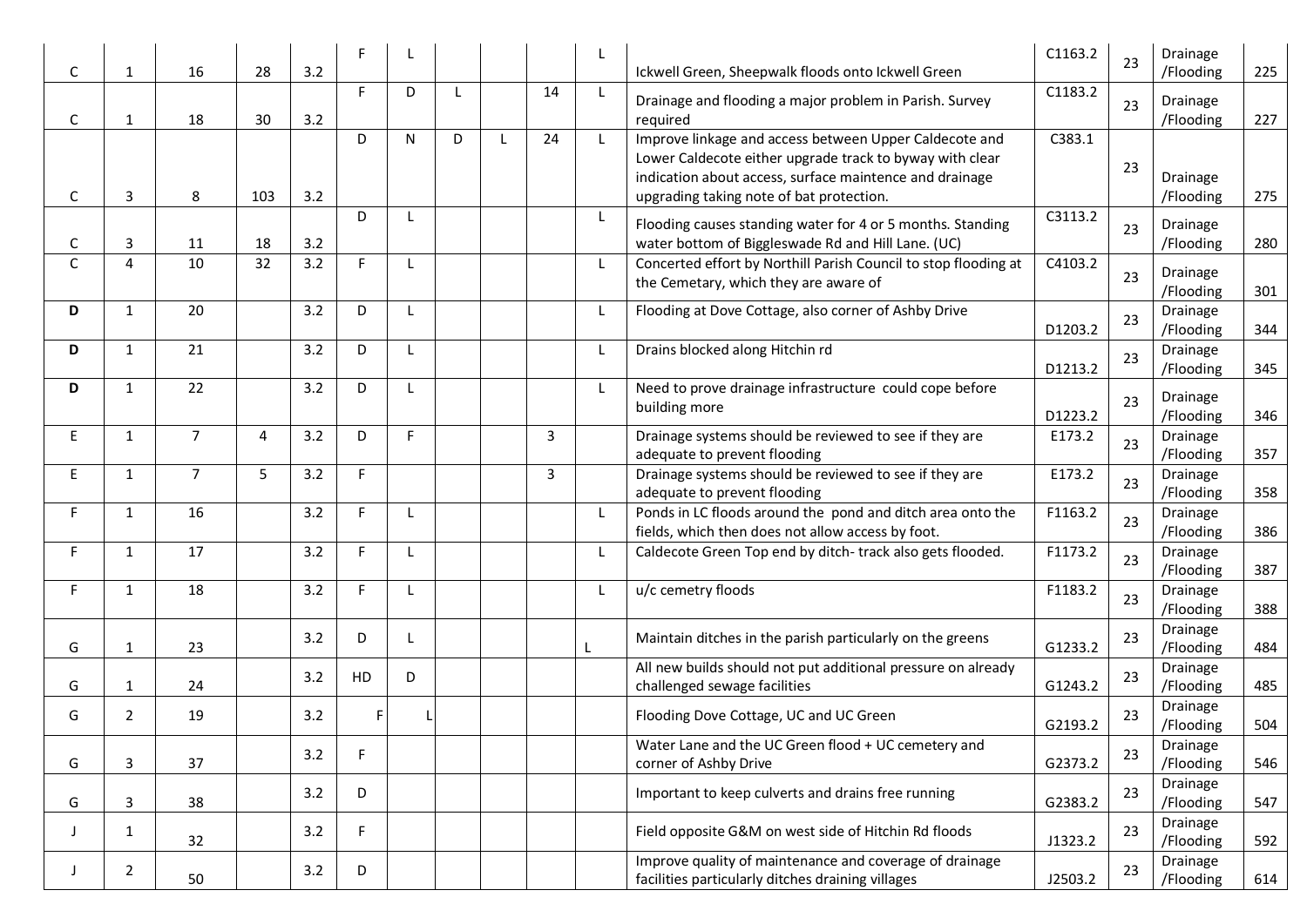| | | | | | | | | | | | | | | | |
|---|---|---|---|---|---|---|---|---|---|---|---|---|---|---|---|
| C | 1 | 16 | 28 | 3.2 | F | L | | | | L | Ickwell Green, Sheepwalk floods onto Ickwell Green | C1163.2 | 23 | Drainage /Flooding | 225 |
| C | 1 | 18 | 30 | 3.2 | F | D | L | | 14 | L | Drainage and flooding a major problem in Parish. Survey required | C1183.2 | 23 | Drainage /Flooding | 227 |
| C | 3 | 8 | 103 | 3.2 | D | N | D | L | 24 | L | Improve linkage and access between Upper Caldecote and Lower Caldecote either upgrade track to byway with clear indication about access, surface maintence and drainage upgrading taking note of bat protection. | C383.1 | 23 | Drainage /Flooding | 275 |
| C | 3 | 11 | 18 | 3.2 | D | L | | | | L | Flooding causes standing water for 4 or 5 months. Standing water bottom of Biggleswade Rd and Hill Lane. (UC) | C3113.2 | 23 | Drainage /Flooding | 280 |
| C | 4 | 10 | 32 | 3.2 | F | L | | | | L | Concerted effort by Northill Parish Council to stop flooding at the Cemetary, which they are aware of | C4103.2 | 23 | Drainage /Flooding | 301 |
| **D** | 1 | 20 | | 3.2 | D | L | | | | L | Flooding at Dove Cottage, also corner of Ashby Drive | D1203.2 | 23 | Drainage /Flooding | 344 |
| **D** | 1 | 21 | | 3.2 | D | L | | | | L | Drains blocked along Hitchin rd | D1213.2 | 23 | Drainage /Flooding | 345 |
| **D** | 1 | 22 | | 3.2 | D | L | | | | L | Need to prove drainage infrastructure could cope before building more | D1223.2 | 23 | Drainage /Flooding | 346 |
| E | 1 | 7 | 4 | 3.2 | D | F | | | 3 | | Drainage systems should be reviewed to see if they are adequate to prevent flooding | E173.2 | 23 | Drainage /Flooding | 357 |
| E | 1 | 7 | 5 | 3.2 | F | | | | 3 | | Drainage systems should be reviewed to see if they are adequate to prevent flooding | E173.2 | 23 | Drainage /Flooding | 358 |
| F | 1 | 16 | | 3.2 | F | L | | | | L | Ponds in LC floods around the pond and ditch area onto the fields, which then does not allow access by foot. | F1163.2 | 23 | Drainage /Flooding | 386 |
| F | 1 | 17 | | 3.2 | F | L | | | | L | Caldecote Green Top end by ditch- track also gets flooded. | F1173.2 | 23 | Drainage /Flooding | 387 |
| F | 1 | 18 | | 3.2 | F | L | | | | L | u/c cemetry floods | F1183.2 | 23 | Drainage /Flooding | 388 |
| G | 1 | 23 | | 3.2 | D | L | | | | L | Maintain ditches in the parish particularly on the greens | G1233.2 | 23 | Drainage /Flooding | 484 |
| G | 1 | 24 | | 3.2 | HD | D | | | | | All new builds should not put additional pressure on already challenged sewage facilities | G1243.2 | 23 | Drainage /Flooding | 485 |
| G | 2 | 19 | | 3.2 | F | L | | | | | Flooding Dove Cottage, UC and UC Green | G2193.2 | 23 | Drainage /Flooding | 504 |
| G | 3 | 37 | | 3.2 | F | | | | | | Water Lane and the UC Green flood + UC cemetery and corner of Ashby Drive | G2373.2 | 23 | Drainage /Flooding | 546 |
| G | 3 | 38 | | 3.2 | D | | | | | | Important to keep culverts and drains free running | G2383.2 | 23 | Drainage /Flooding | 547 |
| J | 1 | 32 | | 3.2 | F | | | | | | Field opposite G&M on west side of Hitchin Rd floods | J1323.2 | 23 | Drainage /Flooding | 592 |
| J | 2 | 50 | | 3.2 | D | | | | | | Improve quality of maintenance and coverage of drainage facilities particularly ditches draining villages | J2503.2 | 23 | Drainage /Flooding | 614 |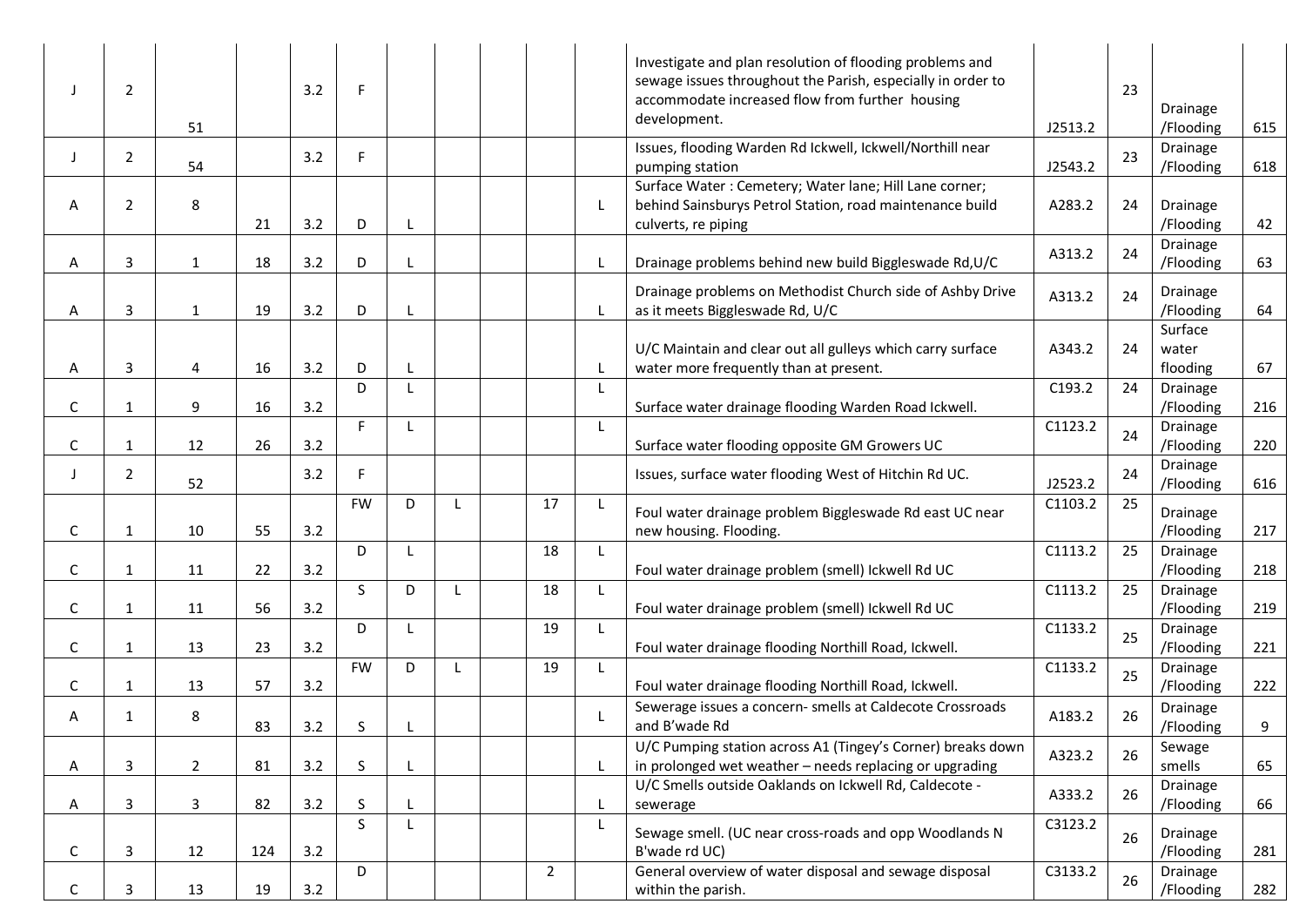| | | | | | | | | | | | | | | | |
|---|---|---|---|---|---|---|---|---|---|---|---|---|---|---|---|
| J | 2 | 51 | | 3.2 | F | | | | | | Investigate and plan resolution of flooding problems and sewage issues throughout the Parish, especially in order to accommodate increased flow from further housing development. | J2513.2 | 23 | Drainage /Flooding | 615 |
| J | 2 | 54 | | 3.2 | F | | | | | | Issues, flooding Warden Rd Ickwell, Ickwell/Northill near pumping station | J2543.2 | 23 | Drainage /Flooding | 618 |
| A | 2 | 8 | 21 | 3.2 | D | L | | | | L | Surface Water : Cemetery; Water lane; Hill Lane corner; behind Sainsburys Petrol Station, road maintenance build culverts, re piping | A283.2 | 24 | Drainage /Flooding | 42 |
| A | 3 | 1 | 18 | 3.2 | D | L | | | | L | Drainage problems behind new build Biggleswade Rd,U/C | A313.2 | 24 | Drainage /Flooding | 63 |
| A | 3 | 1 | 19 | 3.2 | D | L | | | | L | Drainage problems on Methodist Church side of Ashby Drive as it meets Biggleswade Rd, U/C | A313.2 | 24 | Drainage /Flooding | 64 |
| A | 3 | 4 | 16 | 3.2 | D | L | | | | L | U/C Maintain and clear out all gulleys which carry surface water more frequently than at present. | A343.2 | 24 | Surface water flooding | 67 |
| C | 1 | 9 | 16 | 3.2 | D | L | | | | L | Surface water drainage flooding Warden Road Ickwell. | C193.2 | 24 | Drainage /Flooding | 216 |
| C | 1 | 12 | 26 | 3.2 | F | L | | | | L | Surface water flooding opposite GM Growers UC | C1123.2 | 24 | Drainage /Flooding | 220 |
| J | 2 | 52 | | 3.2 | F | | | | | | Issues, surface water flooding West of Hitchin Rd UC. | J2523.2 | 24 | Drainage /Flooding | 616 |
| C | 1 | 10 | 55 | 3.2 | FW | D | L | | 17 | L | Foul water drainage problem Biggleswade Rd east UC near new housing. Flooding. | C1103.2 | 25 | Drainage /Flooding | 217 |
| C | 1 | 11 | 22 | 3.2 | D | L | | | 18 | L | Foul water drainage problem (smell) Ickwell Rd UC | C1113.2 | 25 | Drainage /Flooding | 218 |
| C | 1 | 11 | 56 | 3.2 | S | D | L | | 18 | L | Foul water drainage problem (smell) Ickwell Rd UC | C1113.2 | 25 | Drainage /Flooding | 219 |
| C | 1 | 13 | 23 | 3.2 | D | L | | | 19 | L | Foul water drainage flooding Northill Road, Ickwell. | C1133.2 | 25 | Drainage /Flooding | 221 |
| C | 1 | 13 | 57 | 3.2 | FW | D | L | | 19 | L | Foul water drainage flooding Northill Road, Ickwell. | C1133.2 | 25 | Drainage /Flooding | 222 |
| A | 1 | 8 | 83 | 3.2 | S | L | | | | L | Sewerage issues a concern- smells at Caldecote Crossroads and B'wade Rd | A183.2 | 26 | Drainage /Flooding | 9 |
| A | 3 | 2 | 81 | 3.2 | S | L | | | | L | U/C Pumping station across A1 (Tingey's Corner) breaks down in prolonged wet weather – needs replacing or upgrading | A323.2 | 26 | Sewage smells | 65 |
| A | 3 | 3 | 82 | 3.2 | S | L | | | | L | U/C Smells outside Oaklands on Ickwell Rd, Caldecote - sewerage | A333.2 | 26 | Drainage /Flooding | 66 |
| C | 3 | 12 | 124 | 3.2 | S | L | | | | L | Sewage smell. (UC near cross-roads and opp Woodlands N B'wade rd UC) | C3123.2 | 26 | Drainage /Flooding | 281 |
| C | 3 | 13 | 19 | 3.2 | D | | | | 2 | | General overview of water disposal and sewage disposal within the parish. | C3133.2 | 26 | Drainage /Flooding | 282 |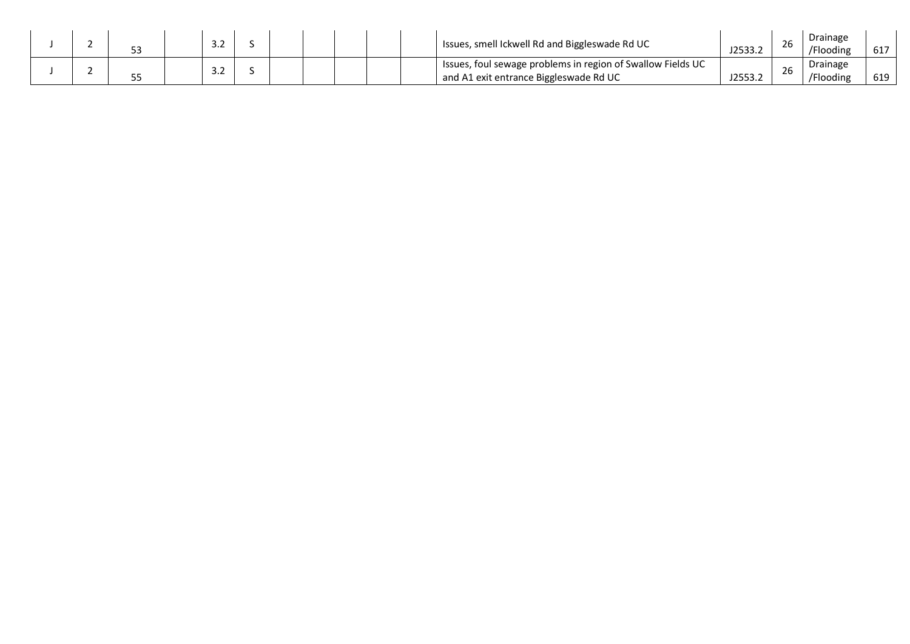| | | | | | | | | | | | | | | | |
|---|---|---|---|---|---|---|---|---|---|---|---|---|---|---|---|
| J | 2 | 53 | | 3.2 | S | | | | | | Issues, smell Ickwell Rd and Biggleswade Rd UC | J2533.2 | 26 | Drainage /Flooding | 617 |
| J | 2 | 55 | | 3.2 | S | | | | | | Issues, foul sewage problems in region of Swallow Fields UC and A1 exit entrance Biggleswade Rd UC | J2553.2 | 26 | Drainage /Flooding | 619 |